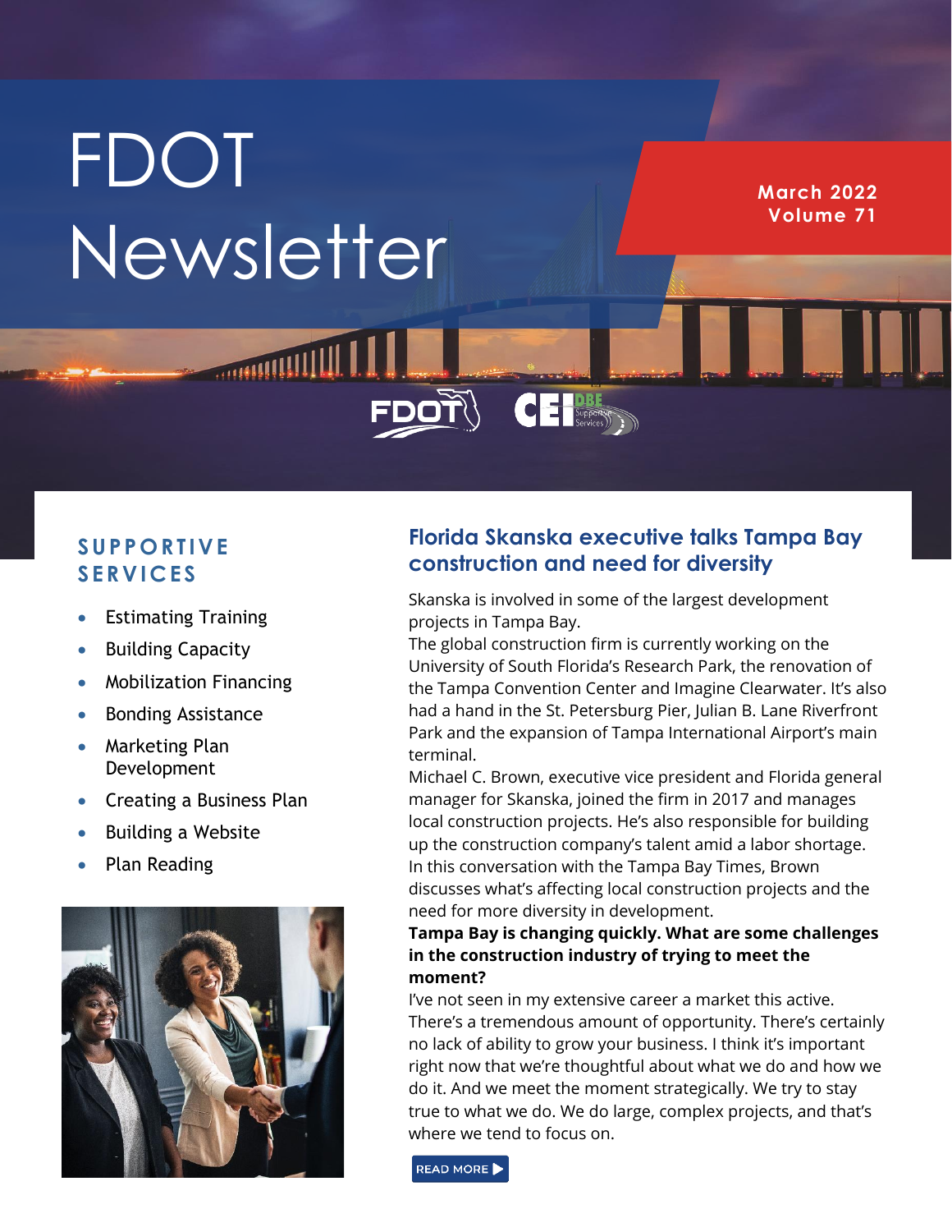# FDOT Newsletter

**March 2022**
**Volume 71**

## SUPPORTIVE SERVICES

- Estimating Training
- Building Capacity
- Mobilization Financing
- Bonding Assistance
- Marketing Plan Development
- Creating a Business Plan
- Building a Website
- Plan Reading

## Florida Skanska executive talks Tampa Bay construction and need for diversity

Skanska is involved in some of the largest development projects in Tampa Bay.

The global construction firm is currently working on the University of South Florida's Research Park, the renovation of the Tampa Convention Center and Imagine Clearwater. It's also had a hand in the St. Petersburg Pier, Julian B. Lane Riverfront Park and the expansion of Tampa International Airport's main terminal.

Michael C. Brown, executive vice president and Florida general manager for Skanska, joined the firm in 2017 and manages local construction projects. He's also responsible for building up the construction company's talent amid a labor shortage.

In this conversation with the Tampa Bay Times, Brown discusses what's affecting local construction projects and the need for more diversity in development.

**Tampa Bay is changing quickly. What are some challenges in the construction industry of trying to meet the moment?**

I've not seen in my extensive career a market this active. There's a tremendous amount of opportunity. There's certainly no lack of ability to grow your business. I think it's important right now that we're thoughtful about what we do and how we do it. And we meet the moment strategically. We try to stay true to what we do. We do large, complex projects, and that's where we tend to focus on.

READ MORE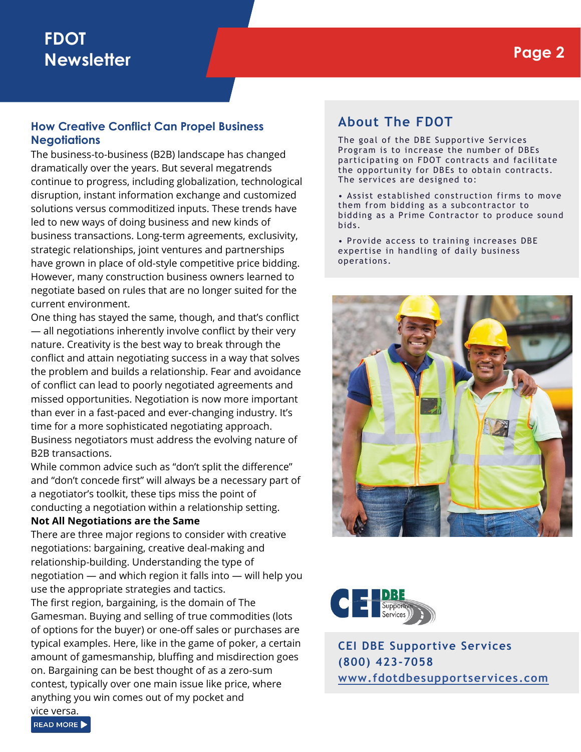## How Creative Conflict Can Propel Business Negotiations

The business-to-business (B2B) landscape has changed dramatically over the years. But several megatrends continue to progress, including globalization, technological disruption, instant information exchange and customized solutions versus commoditized inputs. These trends have led to new ways of doing business and new kinds of business transactions. Long-term agreements, exclusivity, strategic relationships, joint ventures and partnerships have grown in place of old-style competitive price bidding. However, many construction business owners learned to negotiate based on rules that are no longer suited for the current environment.

One thing has stayed the same, though, and that's conflict — all negotiations inherently involve conflict by their very nature. Creativity is the best way to break through the conflict and attain negotiating success in a way that solves the problem and builds a relationship. Fear and avoidance of conflict can lead to poorly negotiated agreements and missed opportunities. Negotiation is now more important than ever in a fast-paced and ever-changing industry. It's time for a more sophisticated negotiating approach. Business negotiators must address the evolving nature of B2B transactions.

While common advice such as "don't split the difference" and "don't concede first" will always be a necessary part of a negotiator's toolkit, these tips miss the point of conducting a negotiation within a relationship setting.

**Not All Negotiations are the Same**

There are three major regions to consider with creative negotiations: bargaining, creative deal-making and relationship-building. Understanding the type of negotiation — and which region it falls into — will help you use the appropriate strategies and tactics.

The first region, bargaining, is the domain of The Gamesman. Buying and selling of true commodities (lots of options for the buyer) or one-off sales or purchases are typical examples. Here, like in the game of poker, a certain amount of gamesmanship, bluffing and misdirection goes on. Bargaining can be best thought of as a zero-sum contest, typically over one main issue like price, where anything you win comes out of my pocket and vice versa.

READ MORE ▶

## About The FDOT

The goal of the DBE Supportive Services Program is to increase the number of DBEs participating on FDOT contracts and facilitate the opportunity for DBEs to obtain contracts. The services are designed to:

- Assist established construction firms to move them from bidding as a subcontractor to bidding as a Prime Contractor to produce sound bids.
- Provide access to training increases DBE expertise in handling of daily business operations.

CEI DBE Supportive Services

**CEI DBE Supportive Services**
**(800) 423-7058**
**www.fdotdbesupportservices.com**